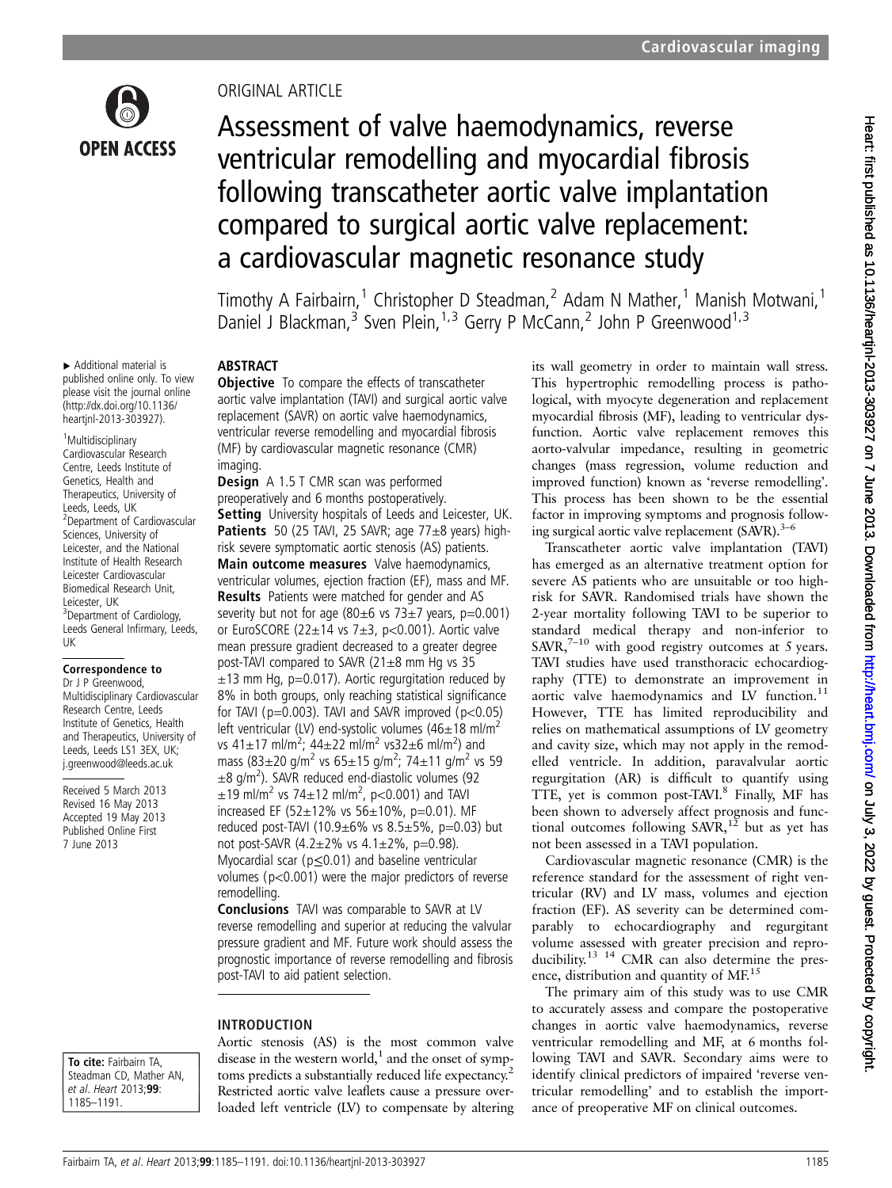ORIGINAL ARTICLE

# Assessment of valve haemodynamics, reverse ventricular remodelling and myocardial fibrosis following transcatheter aortic valve implantation compared to surgical aortic valve replacement: a cardiovascular magnetic resonance study

Timothy A Fairbairn,[1] Christopher D Steadman,[2] Adam N Mather,[1] Manish Motwani,[1] Daniel J Blackman,[3] Sven Plein,[1,3] Gerry P McCann,[2] John P Greenwood[1,3]

▸ Additional material is published online only. To view please visit the journal online (http://dx.doi.org/10.1136/heartjnl-2013-303927).

[1]Multidisciplinary Cardiovascular Research Centre, Leeds Institute of Genetics, Health and Therapeutics, University of Leeds, Leeds, UK
[2]Department of Cardiovascular Sciences, University of Leicester, and the National Institute of Health Research Leicester Cardiovascular Biomedical Research Unit, Leicester, UK
[3]Department of Cardiology, Leeds General Infirmary, Leeds, UK

**Correspondence to**
Dr J P Greenwood, Multidisciplinary Cardiovascular Research Centre, Leeds Institute of Genetics, Health and Therapeutics, University of Leeds, Leeds LS1 3EX, UK; j.greenwood@leeds.ac.uk

Received 5 March 2013
Revised 16 May 2013
Accepted 19 May 2013
Published Online First 7 June 2013

**To cite:** Fairbairn TA, Steadman CD, Mather AN, *et al*. *Heart* 2013;**99**:1185–1191.

## ABSTRACT

**Objective** To compare the effects of transcatheter aortic valve implantation (TAVI) and surgical aortic valve replacement (SAVR) on aortic valve haemodynamics, ventricular reverse remodelling and myocardial fibrosis (MF) by cardiovascular magnetic resonance (CMR) imaging.

**Design** A 1.5 T CMR scan was performed preoperatively and 6 months postoperatively.

**Setting** University hospitals of Leeds and Leicester, UK.

**Patients** 50 (25 TAVI, 25 SAVR; age 77±8 years) high-risk severe symptomatic aortic stenosis (AS) patients.

**Main outcome measures** Valve haemodynamics, ventricular volumes, ejection fraction (EF), mass and MF.

**Results** Patients were matched for gender and AS severity but not for age (80±6 vs 73±7 years, p=0.001) or EuroSCORE (22±14 vs 7±3, p<0.001). Aortic valve mean pressure gradient decreased to a greater degree post-TAVI compared to SAVR (21±8 mm Hg vs 35 ±13 mm Hg, p=0.017). Aortic regurgitation reduced by 8% in both groups, only reaching statistical significance for TAVI (p=0.003). TAVI and SAVR improved (p<0.05) left ventricular (LV) end-systolic volumes (46±18 ml/m$^2$ vs 41±17 ml/m$^2$; 44±22 ml/m$^2$ vs32±6 ml/m$^2$) and mass (83±20 g/m$^2$ vs 65±15 g/m$^2$; 74±11 g/m$^2$ vs 59 ±8 g/m$^2$). SAVR reduced end-diastolic volumes (92 ±19 ml/m$^2$ vs 74±12 ml/m$^2$, p<0.001) and TAVI increased EF (52±12% vs 56±10%, p=0.01). MF reduced post-TAVI (10.9±6% vs 8.5±5%, p=0.03) but not post-SAVR (4.2±2% vs 4.1±2%, p=0.98). Myocardial scar (p≤0.01) and baseline ventricular volumes (p<0.001) were the major predictors of reverse remodelling.

**Conclusions** TAVI was comparable to SAVR at LV reverse remodelling and superior at reducing the valvular pressure gradient and MF. Future work should assess the prognostic importance of reverse remodelling and fibrosis post-TAVI to aid patient selection.

## INTRODUCTION

Aortic stenosis (AS) is the most common valve disease in the western world,[1] and the onset of symptoms predicts a substantially reduced life expectancy.[2] Restricted aortic valve leaflets cause a pressure overloaded left ventricle (LV) to compensate by altering its wall geometry in order to maintain wall stress. This hypertrophic remodelling process is pathological, with myocyte degeneration and replacement myocardial fibrosis (MF), leading to ventricular dysfunction. Aortic valve replacement removes this aorto-valvular impedance, resulting in geometric changes (mass regression, volume reduction and improved function) known as 'reverse remodelling'. This process has been shown to be the essential factor in improving symptoms and prognosis following surgical aortic valve replacement (SAVR).[3–6]

Transcatheter aortic valve implantation (TAVI) has emerged as an alternative treatment option for severe AS patients who are unsuitable or too high-risk for SAVR. Randomised trials have shown the 2-year mortality following TAVI to be superior to standard medical therapy and non-inferior to SAVR,[7–10] with good registry outcomes at 5 years. TAVI studies have used transthoracic echocardiography (TTE) to demonstrate an improvement in aortic valve haemodynamics and LV function.[11] However, TTE has limited reproducibility and relies on mathematical assumptions of LV geometry and cavity size, which may not apply in the remodelled ventricle. In addition, paravalvular aortic regurgitation (AR) is difficult to quantify using TTE, yet is common post-TAVI.[8] Finally, MF has been shown to adversely affect prognosis and functional outcomes following SAVR,[12] but as yet has not been assessed in a TAVI population.

Cardiovascular magnetic resonance (CMR) is the reference standard for the assessment of right ventricular (RV) and LV mass, volumes and ejection fraction (EF). AS severity can be determined comparably to echocardiography and regurgitant volume assessed with greater precision and reproducibility.[13 14] CMR can also determine the presence, distribution and quantity of MF.[15]

The primary aim of this study was to use CMR to accurately assess and compare the postoperative changes in aortic valve haemodynamics, reverse ventricular remodelling and MF, at 6 months following TAVI and SAVR. Secondary aims were to identify clinical predictors of impaired 'reverse ventricular remodelling' and to establish the importance of preoperative MF on clinical outcomes.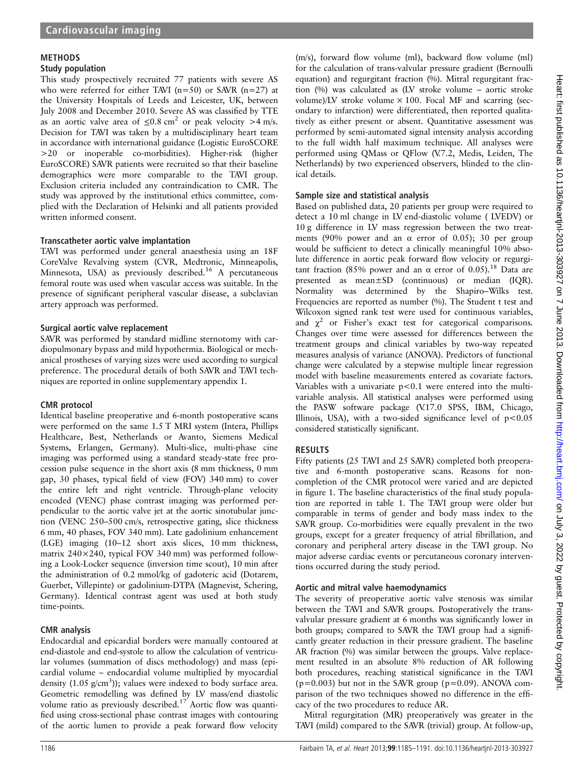## METHODS

### Study population

This study prospectively recruited 77 patients with severe AS who were referred for either TAVI (n=50) or SAVR (n=27) at the University Hospitals of Leeds and Leicester, UK, between July 2008 and December 2010. Severe AS was classified by TTE as an aortic valve area of $\leq 0.8$ cm$^2$ or peak velocity >4 m/s. Decision for TAVI was taken by a multidisciplinary heart team in accordance with international guidance (Logistic EuroSCORE >20 or inoperable co-morbidities). Higher-risk (higher EuroSCORE) SAVR patients were recruited so that their baseline demographics were more comparable to the TAVI group. Exclusion criteria included any contraindication to CMR. The study was approved by the institutional ethics committee, complied with the Declaration of Helsinki and all patients provided written informed consent.

### Transcatheter aortic valve implantation

TAVI was performed under general anaesthesia using an 18F CoreValve Revalving system (CVR, Medtronic, Minneapolis, Minnesota, USA) as previously described.[16] A percutaneous femoral route was used when vascular access was suitable. In the presence of significant peripheral vascular disease, a subclavian artery approach was performed.

### Surgical aortic valve replacement

SAVR was performed by standard midline sternotomy with cardiopulmonary bypass and mild hypothermia. Biological or mechanical prostheses of varying sizes were used according to surgical preference. The procedural details of both SAVR and TAVI techniques are reported in online supplementary appendix 1.

### CMR protocol

Identical baseline preoperative and 6-month postoperative scans were performed on the same 1.5 T MRI system (Intera, Phillips Healthcare, Best, Netherlands or Avanto, Siemens Medical Systems, Erlangen, Germany). Multi-slice, multi-phase cine imaging was performed using a standard steady-state free procession pulse sequence in the short axis (8 mm thickness, 0 mm gap, 30 phases, typical field of view (FOV) 340 mm) to cover the entire left and right ventricle. Through-plane velocity encoded (VENC) phase contrast imaging was performed perpendicular to the aortic valve jet at the aortic sinotubular junction (VENC 250–500 cm/s, retrospective gating, slice thickness 6 mm, 40 phases, FOV 340 mm). Late gadolinium enhancement (LGE) imaging (10–12 short axis slices, 10 mm thickness, matrix 240×240, typical FOV 340 mm) was performed following a Look-Locker sequence (inversion time scout), 10 min after the administration of 0.2 mmol/kg of gadoteric acid (Dotarem, Guerbet, Villepinte) or gadolinium-DTPA (Magnevist, Schering, Germany). Identical contrast agent was used at both study time-points.

### CMR analysis

Endocardial and epicardial borders were manually contoured at end-diastole and end-systole to allow the calculation of ventricular volumes (summation of discs methodology) and mass (epicardial volume – endocardial volume multiplied by myocardial density (1.05 g/cm$^3$)); values were indexed to body surface area. Geometric remodelling was defined by LV mass/end diastolic volume ratio as previously described.[17] Aortic flow was quantified using cross-sectional phase contrast images with contouring of the aortic lumen to provide a peak forward flow velocity (m/s), forward flow volume (ml), backward flow volume (ml) for the calculation of trans-valvular pressure gradient (Bernoulli equation) and regurgitant fraction (%). Mitral regurgitant fraction (%) was calculated as (LV stroke volume – aortic stroke volume)/LV stroke volume × 100. Focal MF and scarring (secondary to infarction) were differentiated, then reported qualitatively as either present or absent. Quantitative assessment was performed by semi-automated signal intensity analysis according to the full width half maximum technique. All analyses were performed using QMass or QFlow (V.7.2, Medis, Leiden, The Netherlands) by two experienced observers, blinded to the clinical details.

### Sample size and statistical analysis

Based on published data, 20 patients per group were required to detect a 10 ml change in LV end-diastolic volume ( LVEDV) or 10 g difference in LV mass regression between the two treatments (90% power and an α error of 0.05); 30 per group would be sufficient to detect a clinically meaningful 10% absolute difference in aortic peak forward flow velocity or regurgitant fraction (85% power and an α error of 0.05).[18] Data are presented as mean±SD (continuous) or median (IQR). Normality was determined by the Shapiro–Wilks test. Frequencies are reported as number (%). The Student t test and Wilcoxon signed rank test were used for continuous variables, and $\chi^2$ or Fisher's exact test for categorical comparisons. Changes over time were assessed for differences between the treatment groups and clinical variables by two-way repeated measures analysis of variance (ANOVA). Predictors of functional change were calculated by a stepwise multiple linear regression model with baseline measurements entered as covariate factors. Variables with a univariate $p<0.1$ were entered into the multivariable analysis. All statistical analyses were performed using the PASW software package (V.17.0 SPSS, IBM, Chicago, Illinois, USA), with a two-sided significance level of $p<0.05$ considered statistically significant.

## RESULTS

Fifty patients (25 TAVI and 25 SAVR) completed both preoperative and 6-month postoperative scans. Reasons for non-completion of the CMR protocol were varied and are depicted in figure 1. The baseline characteristics of the final study population are reported in table 1. The TAVI group were older but comparable in terms of gender and body mass index to the SAVR group. Co-morbidities were equally prevalent in the two groups, except for a greater frequency of atrial fibrillation, and coronary and peripheral artery disease in the TAVI group. No major adverse cardiac events or percutaneous coronary interventions occurred during the study period.

### Aortic and mitral valve haemodynamics

The severity of preoperative aortic valve stenosis was similar between the TAVI and SAVR groups. Postoperatively the trans-valvular pressure gradient at 6 months was significantly lower in both groups; compared to SAVR the TAVI group had a significantly greater reduction in their pressure gradient. The baseline AR fraction (%) was similar between the groups. Valve replacement resulted in an absolute 8% reduction of AR following both procedures, reaching statistical significance in the TAVI ($p=0.003$) but not in the SAVR group ($p=0.09$). ANOVA comparison of the two techniques showed no difference in the efficacy of the two procedures to reduce AR.

Mitral regurgitation (MR) preoperatively was greater in the TAVI (mild) compared to the SAVR (trivial) group. At follow-up,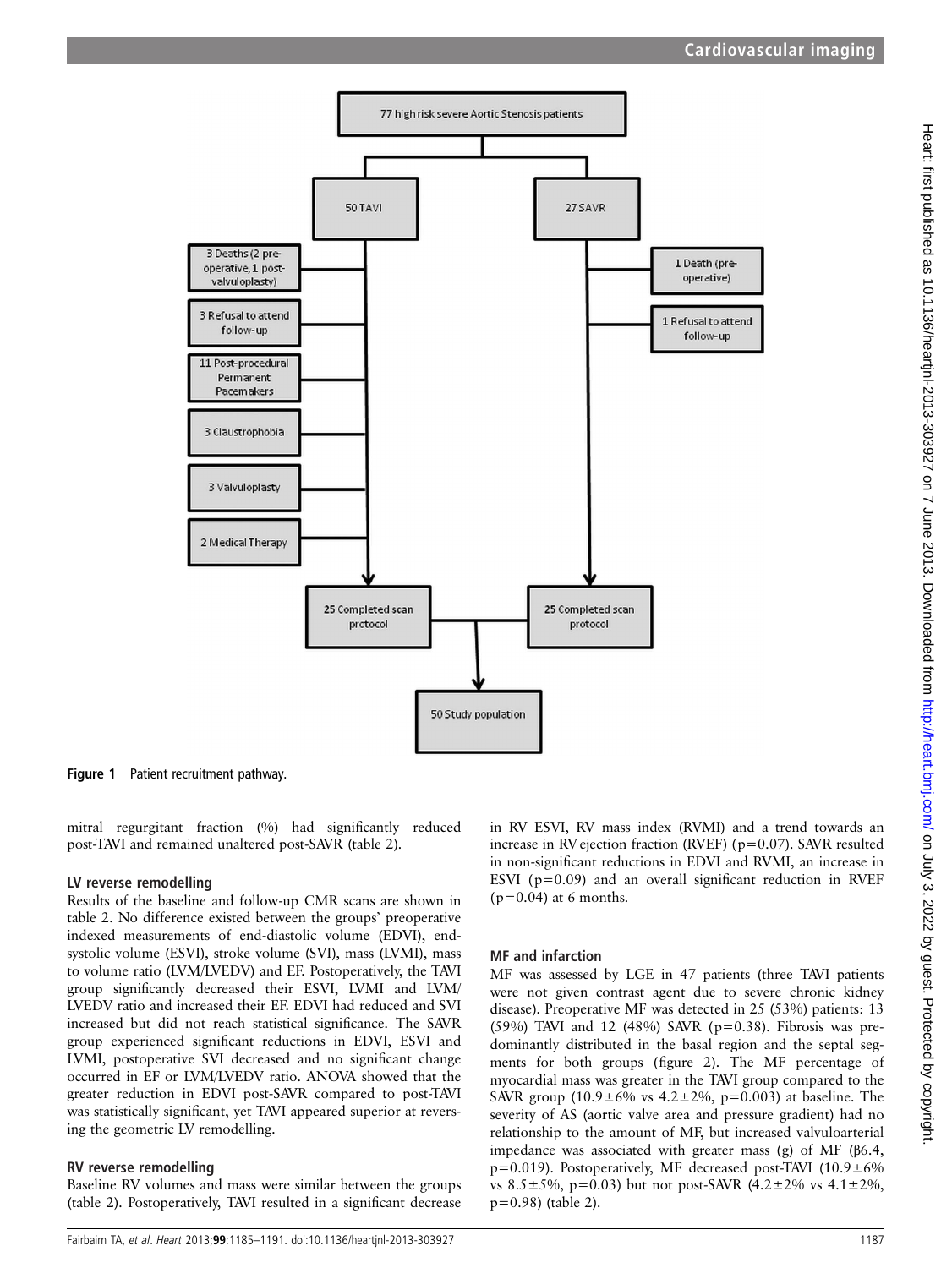Figure 1 Patient recruitment pathway.

mitral regurgitant fraction (%) had significantly reduced post-TAVI and remained unaltered post-SAVR (table 2).

## LV reverse remodelling

Results of the baseline and follow-up CMR scans are shown in table 2. No difference existed between the groups' preoperative indexed measurements of end-diastolic volume (EDVI), end-systolic volume (ESVI), stroke volume (SVI), mass (LVMI), mass to volume ratio (LVM/LVEDV) and EF. Postoperatively, the TAVI group significantly decreased their ESVI, LVMI and LVM/LVEDV ratio and increased their EF. EDVI had reduced and SVI increased but did not reach statistical significance. The SAVR group experienced significant reductions in EDVI, ESVI and LVMI, postoperative SVI decreased and no significant change occurred in EF or LVM/LVEDV ratio. ANOVA showed that the greater reduction in EDVI post-SAVR compared to post-TAVI was statistically significant, yet TAVI appeared superior at reversing the geometric LV remodelling.

## RV reverse remodelling

Baseline RV volumes and mass were similar between the groups (table 2). Postoperatively, TAVI resulted in a significant decrease in RV ESVI, RV mass index (RVMI) and a trend towards an increase in RV ejection fraction (RVEF) (p=0.07). SAVR resulted in non-significant reductions in EDVI and RVMI, an increase in ESVI (p=0.09) and an overall significant reduction in RVEF (p=0.04) at 6 months.

## MF and infarction

MF was assessed by LGE in 47 patients (three TAVI patients were not given contrast agent due to severe chronic kidney disease). Preoperative MF was detected in 25 (53%) patients: 13 (59%) TAVI and 12 (48%) SAVR (p=0.38). Fibrosis was predominantly distributed in the basal region and the septal segments for both groups (figure 2). The MF percentage of myocardial mass was greater in the TAVI group compared to the SAVR group (10.9±6% vs 4.2±2%, p=0.003) at baseline. The severity of AS (aortic valve area and pressure gradient) had no relationship to the amount of MF, but increased valvuloarterial impedance was associated with greater mass (g) of MF (β6.4, p=0.019). Postoperatively, MF decreased post-TAVI (10.9±6% vs 8.5±5%, p=0.03) but not post-SAVR (4.2±2% vs 4.1±2%, p=0.98) (table 2).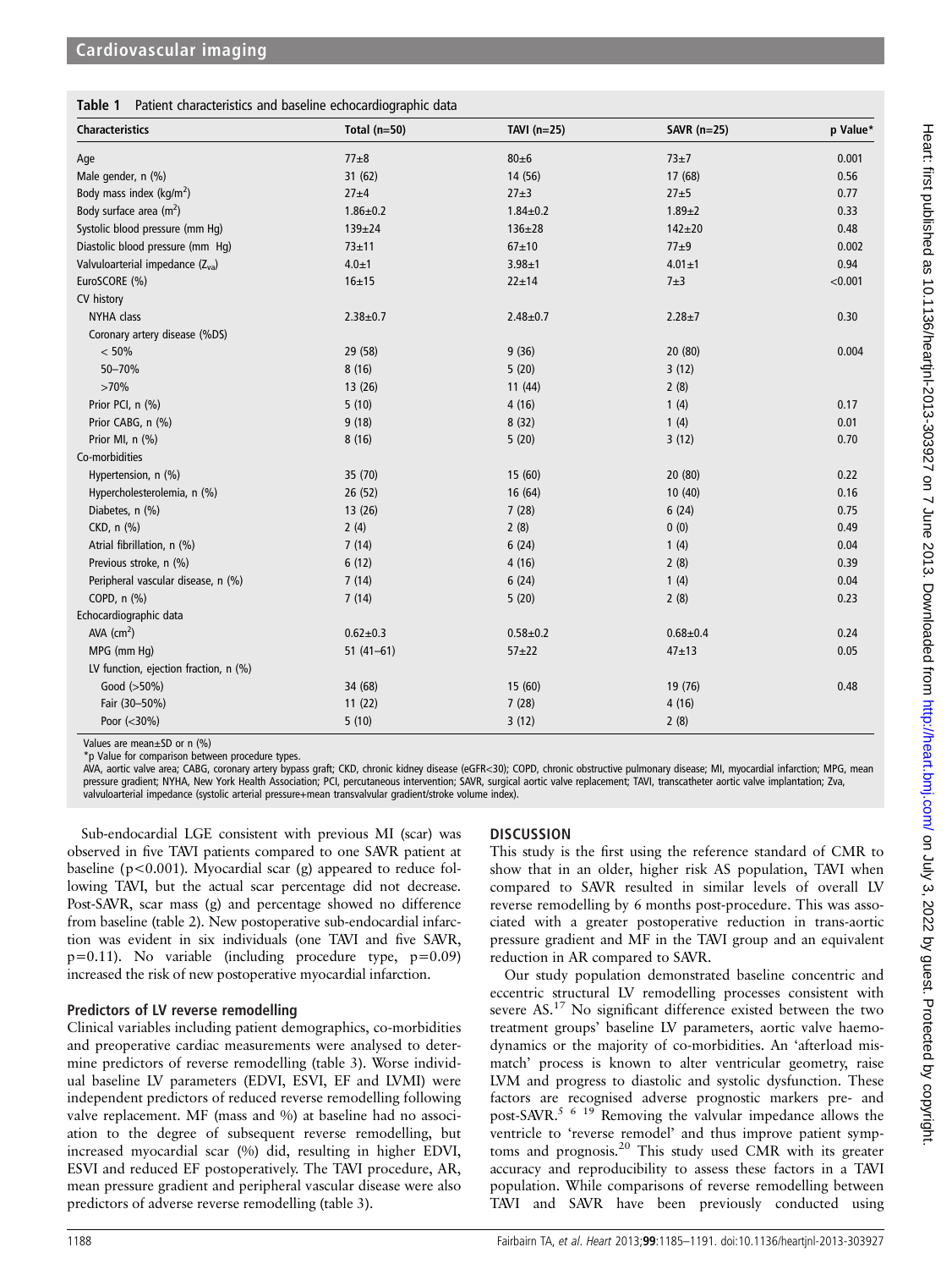**Table 1** Patient characteristics and baseline echocardiographic data

| Characteristics | Total (n=50) | TAVI (n=25) | SAVR (n=25) | p Value* |
|---|---|---|---|---|
| Age | 77±8 | 80±6 | 73±7 | 0.001 |
| Male gender, n (%) | 31 (62) | 14 (56) | 17 (68) | 0.56 |
| Body mass index (kg/m$^2$) | 27±4 | 27±3 | 27±5 | 0.77 |
| Body surface area (m$^2$) | 1.86±0.2 | 1.84±0.2 | 1.89±2 | 0.33 |
| Systolic blood pressure (mm Hg) | 139±24 | 136±28 | 142±20 | 0.48 |
| Diastolic blood pressure (mm Hg) | 73±11 | 67±10 | 77±9 | 0.002 |
| Valvuloarterial impedance ($Z_{va}$) | 4.0±1 | 3.98±1 | 4.01±1 | 0.94 |
| EuroSCORE (%) | 16±15 | 22±14 | 7±3 | <0.001 |
| CV history | | | | |
| NYHA class | 2.38±0.7 | 2.48±0.7 | 2.28±7 | 0.30 |
| Coronary artery disease (%DS) | | | | |
| < 50% | 29 (58) | 9 (36) | 20 (80) | 0.004 |
| 50–70% | 8 (16) | 5 (20) | 3 (12) | |
| >70% | 13 (26) | 11 (44) | 2 (8) | |
| Prior PCI, n (%) | 5 (10) | 4 (16) | 1 (4) | 0.17 |
| Prior CABG, n (%) | 9 (18) | 8 (32) | 1 (4) | 0.01 |
| Prior MI, n (%) | 8 (16) | 5 (20) | 3 (12) | 0.70 |
| Co-morbidities | | | | |
| Hypertension, n (%) | 35 (70) | 15 (60) | 20 (80) | 0.22 |
| Hypercholesterolemia, n (%) | 26 (52) | 16 (64) | 10 (40) | 0.16 |
| Diabetes, n (%) | 13 (26) | 7 (28) | 6 (24) | 0.75 |
| CKD, n (%) | 2 (4) | 2 (8) | 0 (0) | 0.49 |
| Atrial fibrillation, n (%) | 7 (14) | 6 (24) | 1 (4) | 0.04 |
| Previous stroke, n (%) | 6 (12) | 4 (16) | 2 (8) | 0.39 |
| Peripheral vascular disease, n (%) | 7 (14) | 6 (24) | 1 (4) | 0.04 |
| COPD, n (%) | 7 (14) | 5 (20) | 2 (8) | 0.23 |
| Echocardiographic data | | | | |
| AVA (cm$^2$) | 0.62±0.3 | 0.58±0.2 | 0.68±0.4 | 0.24 |
| MPG (mm Hg) | 51 (41–61) | 57±22 | 47±13 | 0.05 |
| LV function, ejection fraction, n (%) | | | | |
| Good (>50%) | 34 (68) | 15 (60) | 19 (76) | 0.48 |
| Fair (30–50%) | 11 (22) | 7 (28) | 4 (16) | |
| Poor (<30%) | 5 (10) | 3 (12) | 2 (8) | |

Values are mean±SD or n (%)
*p Value for comparison between procedure types.
AVA, aortic valve area; CABG, coronary artery bypass graft; CKD, chronic kidney disease (eGFR<30); COPD, chronic obstructive pulmonary disease; MI, myocardial infarction; MPG, mean pressure gradient; NYHA, New York Health Association; PCI, percutaneous intervention; SAVR, surgical aortic valve replacement; TAVI, transcatheter aortic valve implantation; Zva, valvuloarterial impedance (systolic arterial pressure+mean transvalvular gradient/stroke volume index).

Sub-endocardial LGE consistent with previous MI (scar) was observed in five TAVI patients compared to one SAVR patient at baseline ($p<0.001$). Myocardial scar (g) appeared to reduce following TAVI, but the actual scar percentage did not decrease. Post-SAVR, scar mass (g) and percentage showed no difference from baseline (table 2). New postoperative sub-endocardial infarction was evident in six individuals (one TAVI and five SAVR, $p=0.11$). No variable (including procedure type, $p=0.09$) increased the risk of new postoperative myocardial infarction.

### Predictors of LV reverse remodelling

Clinical variables including patient demographics, co-morbidities and preoperative cardiac measurements were analysed to determine predictors of reverse remodelling (table 3). Worse individual baseline LV parameters (EDVI, ESVI, EF and LVMI) were independent predictors of reduced reverse remodelling following valve replacement. MF (mass and %) at baseline had no association to the degree of subsequent reverse remodelling, but increased myocardial scar (%) did, resulting in higher EDVI, ESVI and reduced EF postoperatively. The TAVI procedure, AR, mean pressure gradient and peripheral vascular disease were also predictors of adverse reverse remodelling (table 3).

## DISCUSSION

This study is the first using the reference standard of CMR to show that in an older, higher risk AS population, TAVI when compared to SAVR resulted in similar levels of overall LV reverse remodelling by 6 months post-procedure. This was associated with a greater postoperative reduction in trans-aortic pressure gradient and MF in the TAVI group and an equivalent reduction in AR compared to SAVR.

Our study population demonstrated baseline concentric and eccentric structural LV remodelling processes consistent with severe AS.[17] No significant difference existed between the two treatment groups' baseline LV parameters, aortic valve haemodynamics or the majority of co-morbidities. An 'afterload mismatch' process is known to alter ventricular geometry, raise LVM and progress to diastolic and systolic dysfunction. These factors are recognised adverse prognostic markers pre- and post-SAVR.[5 6 19] Removing the valvular impedance allows the ventricle to 'reverse remodel' and thus improve patient symptoms and prognosis.[20] This study used CMR with its greater accuracy and reproducibility to assess these factors in a TAVI population. While comparisons of reverse remodelling between TAVI and SAVR have been previously conducted using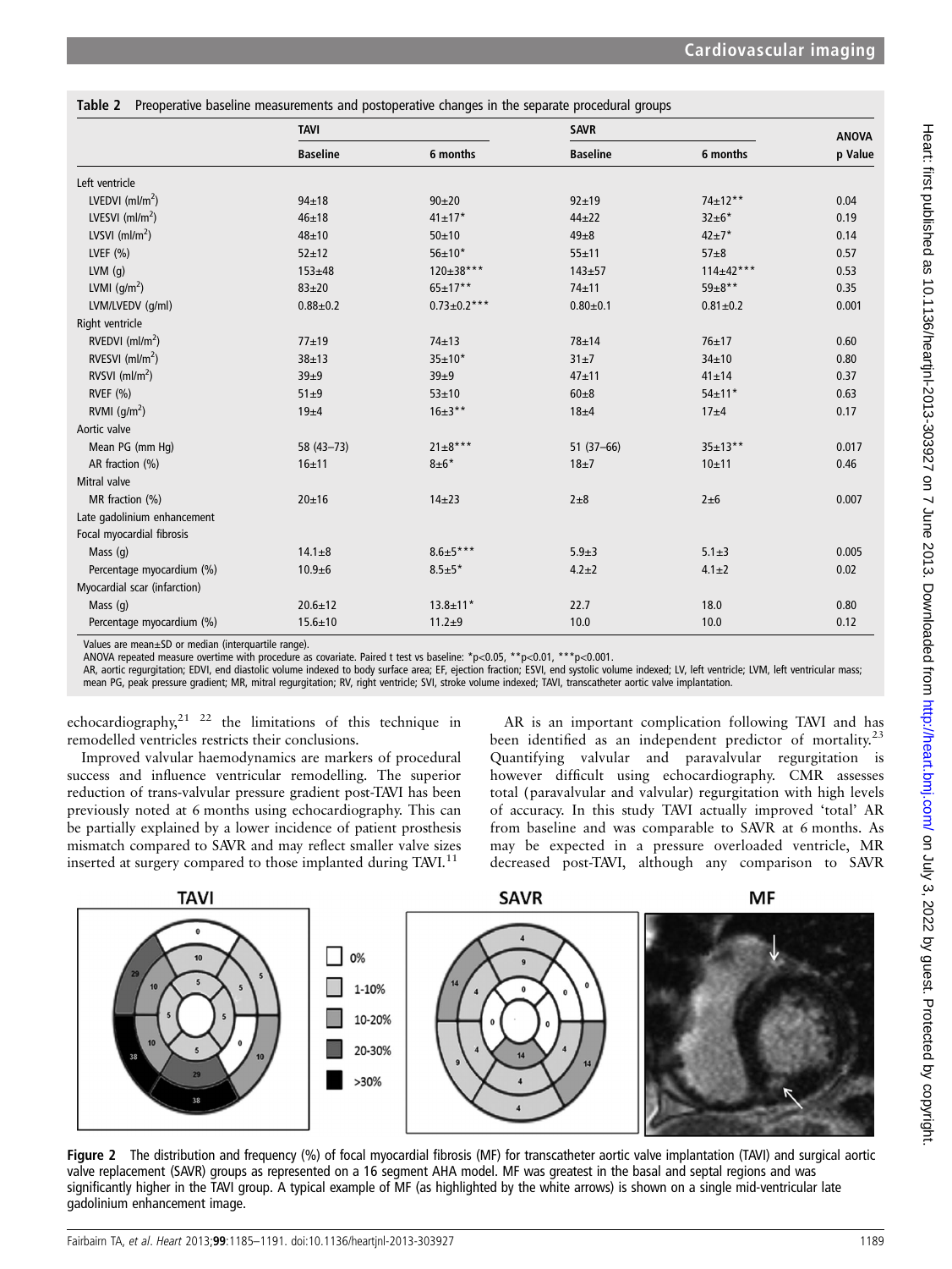**Table 2** Preoperative baseline measurements and postoperative changes in the separate procedural groups

| | TAVI | | SAVR | | ANOVA |
|---|---|---|---|---|---|
| | Baseline | 6 months | Baseline | 6 months | p Value |
| Left ventricle | | | | | |
| LVEDVI (ml/m$^2$) | 94±18 | 90±20 | 92±19 | 74±12** | 0.04 |
| LVESVI (ml/m$^2$) | 46±18 | 41±17* | 44±22 | 32±6* | 0.19 |
| LVSVI (ml/m$^2$) | 48±10 | 50±10 | 49±8 | 42±7* | 0.14 |
| LVEF (%) | 52±12 | 56±10* | 55±11 | 57±8 | 0.57 |
| LVM (g) | 153±48 | 120±38*** | 143±57 | 114±42*** | 0.53 |
| LVMI (g/m$^2$) | 83±20 | 65±17** | 74±11 | 59±8** | 0.35 |
| LVM/LVEDV (g/ml) | 0.88±0.2 | 0.73±0.2*** | 0.80±0.1 | 0.81±0.2 | 0.001 |
| Right ventricle | | | | | |
| RVEDVI (ml/m$^2$) | 77±19 | 74±13 | 78±14 | 76±17 | 0.60 |
| RVESVI (ml/m$^2$) | 38±13 | 35±10* | 31±7 | 34±10 | 0.80 |
| RVSVI (ml/m$^2$) | 39±9 | 39±9 | 47±11 | 41±14 | 0.37 |
| RVEF (%) | 51±9 | 53±10 | 60±8 | 54±11* | 0.63 |
| RVMI (g/m$^2$) | 19±4 | 16±3** | 18±4 | 17±4 | 0.17 |
| Aortic valve | | | | | |
| Mean PG (mm Hg) | 58 (43–73) | 21±8*** | 51 (37–66) | 35±13** | 0.017 |
| AR fraction (%) | 16±11 | 8±6* | 18±7 | 10±11 | 0.46 |
| Mitral valve | | | | | |
| MR fraction (%) | 20±16 | 14±23 | 2±8 | 2±6 | 0.007 |
| Late gadolinium enhancement | | | | | |
| Focal myocardial fibrosis | | | | | |
| Mass (g) | 14.1±8 | 8.6±5*** | 5.9±3 | 5.1±3 | 0.005 |
| Percentage myocardium (%) | 10.9±6 | 8.5±5* | 4.2±2 | 4.1±2 | 0.02 |
| Myocardial scar (infarction) | | | | | |
| Mass (g) | 20.6±12 | 13.8±11* | 22.7 | 18.0 | 0.80 |
| Percentage myocardium (%) | 15.6±10 | 11.2±9 | 10.0 | 10.0 | 0.12 |

Values are mean±SD or median (interquartile range).
ANOVA repeated measure overtime with procedure as covariate. Paired t test vs baseline: *p<0.05, **p<0.01, ***p<0.001.
AR, aortic regurgitation; EDVI, end diastolic volume indexed to body surface area; EF, ejection fraction; ESVI, end systolic volume indexed; LV, left ventricle; LVM, left ventricular mass; mean PG, peak pressure gradient; MR, mitral regurgitation; RV, right ventricle; SVI, stroke volume indexed; TAVI, transcatheter aortic valve implantation.

echocardiography,[21 22] the limitations of this technique in remodelled ventricles restricts their conclusions.

Improved valvular haemodynamics are markers of procedural success and influence ventricular remodelling. The superior reduction of trans-valvular pressure gradient post-TAVI has been previously noted at 6 months using echocardiography. This can be partially explained by a lower incidence of patient prosthesis mismatch compared to SAVR and may reflect smaller valve sizes inserted at surgery compared to those implanted during TAVI.[11]

AR is an important complication following TAVI and has been identified as an independent predictor of mortality.[23] Quantifying valvular and paravalvular regurgitation is however difficult using echocardiography. CMR assesses total (paravalvular and valvular) regurgitation with high levels of accuracy. In this study TAVI actually improved 'total' AR from baseline and was comparable to SAVR at 6 months. As may be expected in a pressure overloaded ventricle, MR decreased post-TAVI, although any comparison to SAVR

**Figure 2** The distribution and frequency (%) of focal myocardial fibrosis (MF) for transcatheter aortic valve implantation (TAVI) and surgical aortic valve replacement (SAVR) groups as represented on a 16 segment AHA model. MF was greatest in the basal and septal regions and was significantly higher in the TAVI group. A typical example of MF (as highlighted by the white arrows) is shown on a single mid-ventricular late gadolinium enhancement image.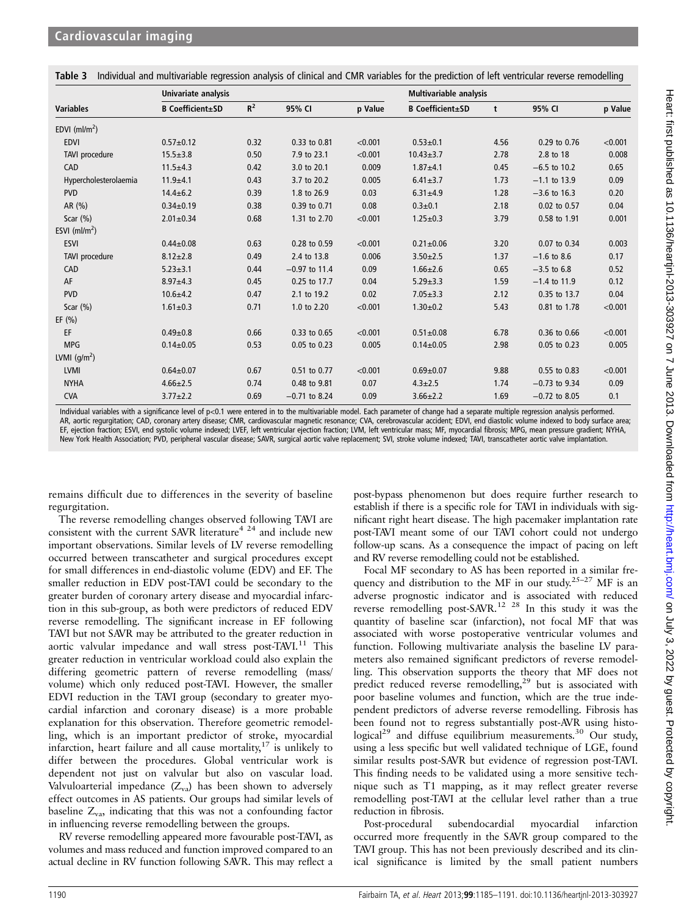**Table 3** Individual and multivariable regression analysis of clinical and CMR variables for the prediction of left ventricular reverse remodelling

| Variables | Univariate analysis | | | | Multivariable analysis | | | |
|---|---|---|---|---|---|---|---|---|
| | B Coefficient±SD | $R^2$ | 95% CI | p Value | B Coefficient±SD | t | 95% CI | p Value |
| EDVI (ml/m$^2$) | | | | | | | | |
| EDVI | 0.57±0.12 | 0.32 | 0.33 to 0.81 | <0.001 | 0.53±0.1 | 4.56 | 0.29 to 0.76 | <0.001 |
| TAVI procedure | 15.5±3.8 | 0.50 | 7.9 to 23.1 | <0.001 | 10.43±3.7 | 2.78 | 2.8 to 18 | 0.008 |
| CAD | 11.5±4.3 | 0.42 | 3.0 to 20.1 | 0.009 | 1.87±4.1 | 0.45 | −6.5 to 10.2 | 0.65 |
| Hypercholesterolaemia | 11.9±4.1 | 0.43 | 3.7 to 20.2 | 0.005 | 6.41±3.7 | 1.73 | −1.1 to 13.9 | 0.09 |
| PVD | 14.4±6.2 | 0.39 | 1.8 to 26.9 | 0.03 | 6.31±4.9 | 1.28 | −3.6 to 16.3 | 0.20 |
| AR (%) | 0.34±0.19 | 0.38 | 0.39 to 0.71 | 0.08 | 0.3±0.1 | 2.18 | 0.02 to 0.57 | 0.04 |
| Scar (%) | 2.01±0.34 | 0.68 | 1.31 to 2.70 | <0.001 | 1.25±0.3 | 3.79 | 0.58 to 1.91 | 0.001 |
| ESVI (ml/m$^2$) | | | | | | | | |
| ESVI | 0.44±0.08 | 0.63 | 0.28 to 0.59 | <0.001 | 0.21±0.06 | 3.20 | 0.07 to 0.34 | 0.003 |
| TAVI procedure | 8.12±2.8 | 0.49 | 2.4 to 13.8 | 0.006 | 3.50±2.5 | 1.37 | −1.6 to 8.6 | 0.17 |
| CAD | 5.23±3.1 | 0.44 | −0.97 to 11.4 | 0.09 | 1.66±2.6 | 0.65 | −3.5 to 6.8 | 0.52 |
| AF | 8.97±4.3 | 0.45 | 0.25 to 17.7 | 0.04 | 5.29±3.3 | 1.59 | −1.4 to 11.9 | 0.12 |
| PVD | 10.6±4.2 | 0.47 | 2.1 to 19.2 | 0.02 | 7.05±3.3 | 2.12 | 0.35 to 13.7 | 0.04 |
| Scar (%) | 1.61±0.3 | 0.71 | 1.0 to 2.20 | <0.001 | 1.30±0.2 | 5.43 | 0.81 to 1.78 | <0.001 |
| EF (%) | | | | | | | | |
| EF | 0.49±0.8 | 0.66 | 0.33 to 0.65 | <0.001 | 0.51±0.08 | 6.78 | 0.36 to 0.66 | <0.001 |
| MPG | 0.14±0.05 | 0.53 | 0.05 to 0.23 | 0.005 | 0.14±0.05 | 2.98 | 0.05 to 0.23 | 0.005 |
| LVMI (g/m$^2$) | | | | | | | | |
| LVMI | 0.64±0.07 | 0.67 | 0.51 to 0.77 | <0.001 | 0.69±0.07 | 9.88 | 0.55 to 0.83 | <0.001 |
| NYHA | 4.66±2.5 | 0.74 | 0.48 to 9.81 | 0.07 | 4.3±2.5 | 1.74 | −0.73 to 9.34 | 0.09 |
| CVA | 3.77±2.2 | 0.69 | −0.71 to 8.24 | 0.09 | 3.66±2.2 | 1.69 | −0.72 to 8.05 | 0.1 |

Individual variables with a significance level of p<0.1 were entered in to the multivariable model. Each parameter of change had a separate multiple regression analysis performed.
AR, aortic regurgitation; CAD, coronary artery disease; CMR, cardiovascular magnetic resonance; CVA, cerebrovascular accident; EDVI, end diastolic volume indexed to body surface area; EF, ejection fraction; ESVI, end systolic volume indexed; LVEF, left ventricular ejection fraction; LVM, left ventricular mass; MF, myocardial fibrosis; MPG, mean pressure gradient; NYHA, New York Health Association; PVD, peripheral vascular disease; SAVR, surgical aortic valve replacement; SVI, stroke volume indexed; TAVI, transcatheter aortic valve implantation.

remains difficult due to differences in the severity of baseline regurgitation.

The reverse remodelling changes observed following TAVI are consistent with the current SAVR literature[4 24] and include new important observations. Similar levels of LV reverse remodelling occurred between transcatheter and surgical procedures except for small differences in end-diastolic volume (EDV) and EF. The smaller reduction in EDV post-TAVI could be secondary to the greater burden of coronary artery disease and myocardial infarction in this sub-group, as both were predictors of reduced EDV reverse remodelling. The significant increase in EF following TAVI but not SAVR may be attributed to the greater reduction in aortic valvular impedance and wall stress post-TAVI.[11] This greater reduction in ventricular workload could also explain the differing geometric pattern of reverse remodelling (mass/volume) which only reduced post-TAVI. However, the smaller EDVI reduction in the TAVI group (secondary to greater myocardial infarction and coronary disease) is a more probable explanation for this observation. Therefore geometric remodelling, which is an important predictor of stroke, myocardial infarction, heart failure and all cause mortality,[17] is unlikely to differ between the procedures. Global ventricular work is dependent not just on valvular but also on vascular load. Valvuloarterial impedance ($Z_{va}$) has been shown to adversely effect outcomes in AS patients. Our groups had similar levels of baseline $Z_{va}$, indicating that this was not a confounding factor in influencing reverse remodelling between the groups.

RV reverse remodelling appeared more favourable post-TAVI, as volumes and mass reduced and function improved compared to an actual decline in RV function following SAVR. This may reflect a post-bypass phenomenon but does require further research to establish if there is a specific role for TAVI in individuals with significant right heart disease. The high pacemaker implantation rate post-TAVI meant some of our TAVI cohort could not undergo follow-up scans. As a consequence the impact of pacing on left and RV reverse remodelling could not be established.

Focal MF secondary to AS has been reported in a similar frequency and distribution to the MF in our study.[25–27] MF is an adverse prognostic indicator and is associated with reduced reverse remodelling post-SAVR.[12 28] In this study it was the quantity of baseline scar (infarction), not focal MF that was associated with worse postoperative ventricular volumes and function. Following multivariate analysis the baseline LV parameters also remained significant predictors of reverse remodelling. This observation supports the theory that MF does not predict reduced reverse remodelling,[29] but is associated with poor baseline volumes and function, which are the true independent predictors of adverse reverse remodelling. Fibrosis has been found not to regress substantially post-AVR using histological[29] and diffuse equilibrium measurements.[30] Our study, using a less specific but well validated technique of LGE, found similar results post-SAVR but evidence of regression post-TAVI. This finding needs to be validated using a more sensitive technique such as T1 mapping, as it may reflect greater reverse remodelling post-TAVI at the cellular level rather than a true reduction in fibrosis.

Post-procedural subendocardial myocardial infarction occurred more frequently in the SAVR group compared to the TAVI group. This has not been previously described and its clinical significance is limited by the small patient numbers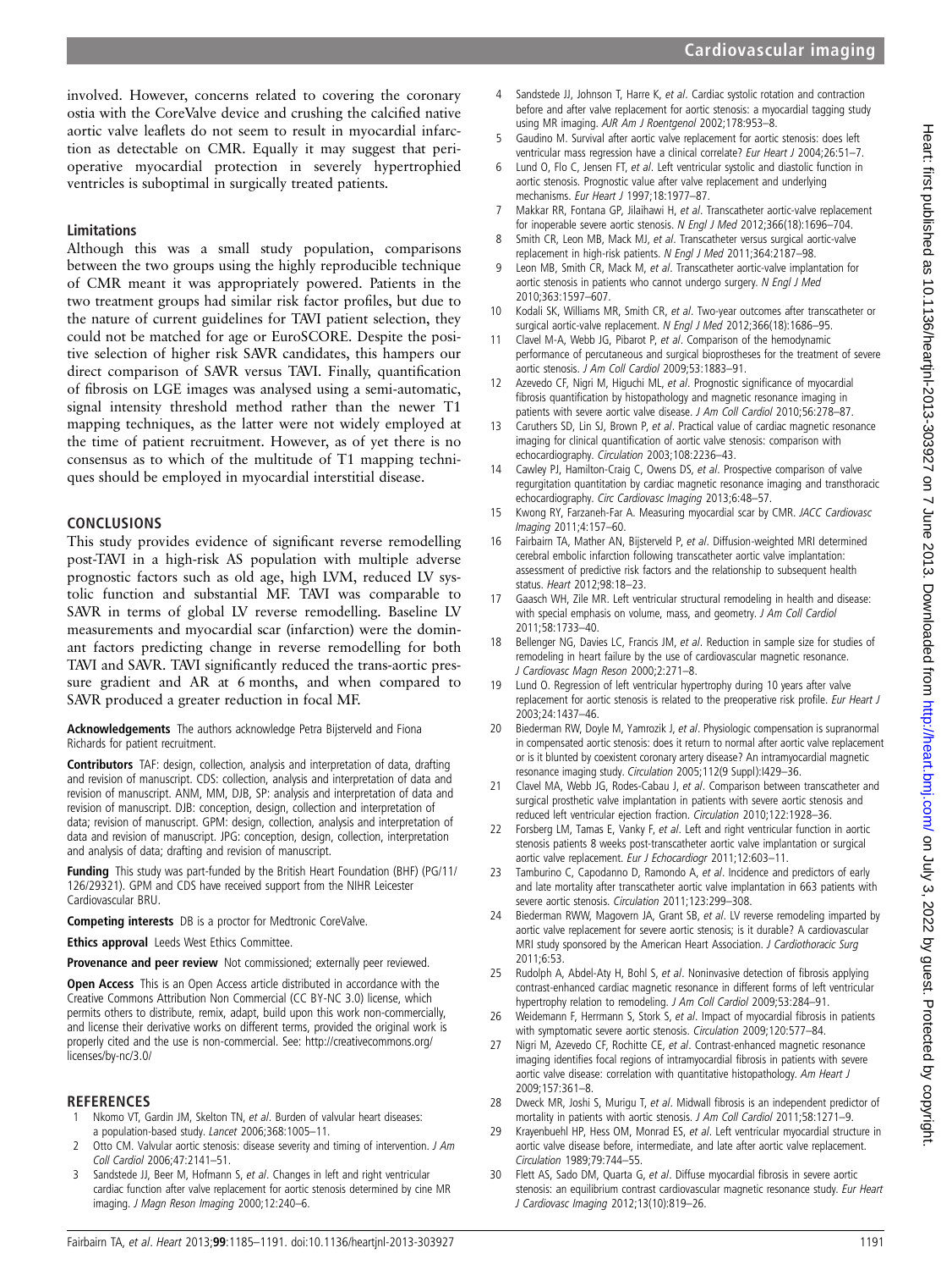involved. However, concerns related to covering the coronary ostia with the CoreValve device and crushing the calcified native aortic valve leaflets do not seem to result in myocardial infarction as detectable on CMR. Equally it may suggest that perioperative myocardial protection in severely hypertrophied ventricles is suboptimal in surgically treated patients.

### Limitations

Although this was a small study population, comparisons between the two groups using the highly reproducible technique of CMR meant it was appropriately powered. Patients in the two treatment groups had similar risk factor profiles, but due to the nature of current guidelines for TAVI patient selection, they could not be matched for age or EuroSCORE. Despite the positive selection of higher risk SAVR candidates, this hampers our direct comparison of SAVR versus TAVI. Finally, quantification of fibrosis on LGE images was analysed using a semi-automatic, signal intensity threshold method rather than the newer T1 mapping techniques, as the latter were not widely employed at the time of patient recruitment. However, as of yet there is no consensus as to which of the multitude of T1 mapping techniques should be employed in myocardial interstitial disease.

## CONCLUSIONS

This study provides evidence of significant reverse remodelling post-TAVI in a high-risk AS population with multiple adverse prognostic factors such as old age, high LVM, reduced LV systolic function and substantial MF. TAVI was comparable to SAVR in terms of global LV reverse remodelling. Baseline LV measurements and myocardial scar (infarction) were the dominant factors predicting change in reverse remodelling for both TAVI and SAVR. TAVI significantly reduced the trans-aortic pressure gradient and AR at 6 months, and when compared to SAVR produced a greater reduction in focal MF.

**Acknowledgements** The authors acknowledge Petra Bijsterveld and Fiona Richards for patient recruitment.

**Contributors** TAF: design, collection, analysis and interpretation of data, drafting and revision of manuscript. CDS: collection, analysis and interpretation of data and revision of manuscript. ANM, MM, DJB, SP: analysis and interpretation of data and revision of manuscript. DJB: conception, design, collection and interpretation of data; revision of manuscript. GPM: design, collection, analysis and interpretation of data and revision of manuscript. JPG: conception, design, collection, interpretation and analysis of data; drafting and revision of manuscript.

**Funding** This study was part-funded by the British Heart Foundation (BHF) (PG/11/126/29321). GPM and CDS have received support from the NIHR Leicester Cardiovascular BRU.

**Competing interests** DB is a proctor for Medtronic CoreValve.

**Ethics approval** Leeds West Ethics Committee.

**Provenance and peer review** Not commissioned; externally peer reviewed.

**Open Access** This is an Open Access article distributed in accordance with the Creative Commons Attribution Non Commercial (CC BY-NC 3.0) license, which permits others to distribute, remix, adapt, build upon this work non-commercially, and license their derivative works on different terms, provided the original work is properly cited and the use is non-commercial. See: http://creativecommons.org/licenses/by-nc/3.0/

## REFERENCES

1. Nkomo VT, Gardin JM, Skelton TN, *et al*. Burden of valvular heart diseases: a population-based study. *Lancet* 2006;368:1005–11.
2. Otto CM. Valvular aortic stenosis: disease severity and timing of intervention. *J Am Coll Cardiol* 2006;47:2141–51.
3. Sandstede JJ, Beer M, Hofmann S, *et al*. Changes in left and right ventricular cardiac function after valve replacement for aortic stenosis determined by cine MR imaging. *J Magn Reson Imaging* 2000;12:240–6.
4. Sandstede JJ, Johnson T, Harre K, *et al*. Cardiac systolic rotation and contraction before and after valve replacement for aortic stenosis: a myocardial tagging study using MR imaging. *AJR Am J Roentgenol* 2002;178:953–8.
5. Gaudino M. Survival after aortic valve replacement for aortic stenosis: does left ventricular mass regression have a clinical correlate? *Eur Heart J* 2004;26:51–7.
6. Lund O, Flo C, Jensen FT, *et al*. Left ventricular systolic and diastolic function in aortic stenosis. Prognostic value after valve replacement and underlying mechanisms. *Eur Heart J* 1997;18:1977–87.
7. Makkar RR, Fontana GP, Jilaihawi H, *et al*. Transcatheter aortic-valve replacement for inoperable severe aortic stenosis. *N Engl J Med* 2012;366(18):1696–704.
8. Smith CR, Leon MB, Mack MJ, *et al*. Transcatheter versus surgical aortic-valve replacement in high-risk patients. *N Engl J Med* 2011;364:2187–98.
9. Leon MB, Smith CR, Mack M, *et al*. Transcatheter aortic-valve implantation for aortic stenosis in patients who cannot undergo surgery. *N Engl J Med* 2010;363:1597–607.
10. Kodali SK, Williams MR, Smith CR, *et al*. Two-year outcomes after transcatheter or surgical aortic-valve replacement. *N Engl J Med* 2012;366(18):1686–95.
11. Clavel M-A, Webb JG, Pibarot P, *et al*. Comparison of the hemodynamic performance of percutaneous and surgical bioprostheses for the treatment of severe aortic stenosis. *J Am Coll Cardiol* 2009;53:1883–91.
12. Azevedo CF, Nigri M, Higuchi ML, *et al*. Prognostic significance of myocardial fibrosis quantification by histopathology and magnetic resonance imaging in patients with severe aortic valve disease. *J Am Coll Cardiol* 2010;56:278–87.
13. Caruthers SD, Lin SJ, Brown P, *et al*. Practical value of cardiac magnetic resonance imaging for clinical quantification of aortic valve stenosis: comparison with echocardiography. *Circulation* 2003;108:2236–43.
14. Cawley PJ, Hamilton-Craig C, Owens DS, *et al*. Prospective comparison of valve regurgitation quantitation by cardiac magnetic resonance imaging and transthoracic echocardiography. *Circ Cardiovasc Imaging* 2013;6:48–57.
15. Kwong RY, Farzaneh-Far A. Measuring myocardial scar by CMR. *JACC Cardiovasc Imaging* 2011;4:157–60.
16. Fairbairn TA, Mather AN, Bijsterveld P, *et al*. Diffusion-weighted MRI determined cerebral embolic infarction following transcatheter aortic valve implantation: assessment of predictive risk factors and the relationship to subsequent health status. *Heart* 2012;98:18–23.
17. Gaasch WH, Zile MR. Left ventricular structural remodeling in health and disease: with special emphasis on volume, mass, and geometry. *J Am Coll Cardiol* 2011;58:1733–40.
18. Bellenger NG, Davies LC, Francis JM, *et al*. Reduction in sample size for studies of remodeling in heart failure by the use of cardiovascular magnetic resonance. *J Cardiovasc Magn Reson* 2000;2:271–8.
19. Lund O. Regression of left ventricular hypertrophy during 10 years after valve replacement for aortic stenosis is related to the preoperative risk profile. *Eur Heart J* 2003;24:1437–46.
20. Biederman RW, Doyle M, Yamrozik J, *et al*. Physiologic compensation is supranormal in compensated aortic stenosis: does it return to normal after aortic valve replacement or is it blunted by coexistent coronary artery disease? An intramyocardial magnetic resonance imaging study. *Circulation* 2005;112(9 Suppl):I429–36.
21. Clavel MA, Webb JG, Rodes-Cabau J, *et al*. Comparison between transcatheter and surgical prosthetic valve implantation in patients with severe aortic stenosis and reduced left ventricular ejection fraction. *Circulation* 2010;122:1928–36.
22. Forsberg LM, Tamas E, Vanky F, *et al*. Left and right ventricular function in aortic stenosis patients 8 weeks post-transcatheter aortic valve implantation or surgical aortic valve replacement. *Eur J Echocardiogr* 2011;12:603–11.
23. Tamburino C, Capodanno D, Ramondo A, *et al*. Incidence and predictors of early and late mortality after transcatheter aortic valve implantation in 663 patients with severe aortic stenosis. *Circulation* 2011;123:299–308.
24. Biederman RWW, Magovern JA, Grant SB, *et al*. LV reverse remodeling imparted by aortic valve replacement for severe aortic stenosis; is it durable? A cardiovascular MRI study sponsored by the American Heart Association. *J Cardiothoracic Surg* 2011;6:53.
25. Rudolph A, Abdel-Aty H, Bohl S, *et al*. Noninvasive detection of fibrosis applying contrast-enhanced cardiac magnetic resonance in different forms of left ventricular hypertrophy relation to remodeling. *J Am Coll Cardiol* 2009;53:284–91.
26. Weidemann F, Herrmann S, Stork S, *et al*. Impact of myocardial fibrosis in patients with symptomatic severe aortic stenosis. *Circulation* 2009;120:577–84.
27. Nigri M, Azevedo CF, Rochitte CE, *et al*. Contrast-enhanced magnetic resonance imaging identifies focal regions of intramyocardial fibrosis in patients with severe aortic valve disease: correlation with quantitative histopathology. *Am Heart J* 2009;157:361–8.
28. Dweck MR, Joshi S, Murigu T, *et al*. Midwall fibrosis is an independent predictor of mortality in patients with aortic stenosis. *J Am Coll Cardiol* 2011;58:1271–9.
29. Krayenbuehl HP, Hess OM, Monrad ES, *et al*. Left ventricular myocardial structure in aortic valve disease before, intermediate, and late after aortic valve replacement. *Circulation* 1989;79:744–55.
30. Flett AS, Sado DM, Quarta G, *et al*. Diffuse myocardial fibrosis in severe aortic stenosis: an equilibrium contrast cardiovascular magnetic resonance study. *Eur Heart J Cardiovasc Imaging* 2012;13(10):819–26.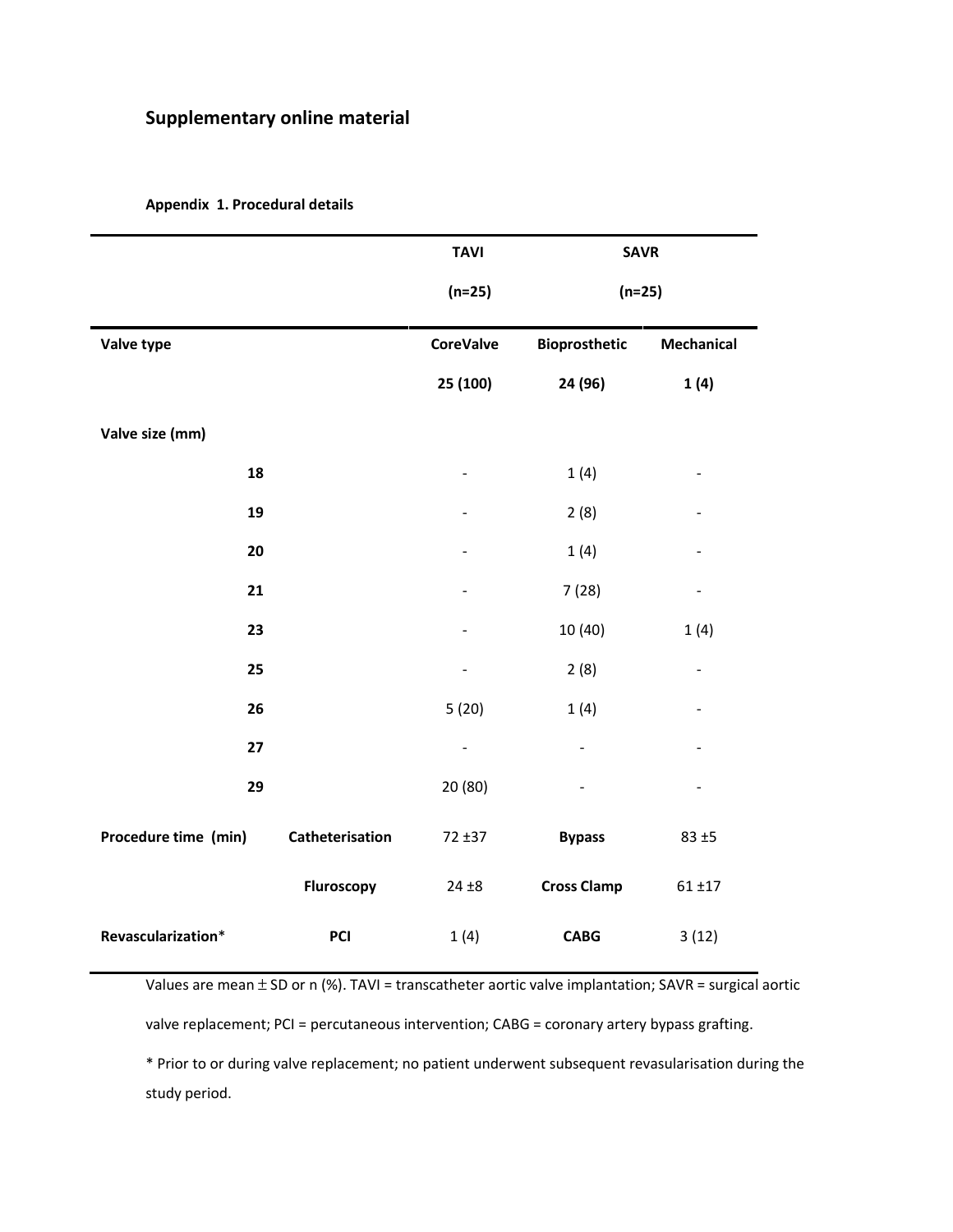## Supplementary online material

### Appendix 1. Procedural details

| | | TAVI (n=25) | SAVR (n=25) | |
|---|---|---|---|---|
| **Valve type** | | **CoreValve** | **Bioprosthetic** | **Mechanical** |
| | | **25 (100)** | **24 (96)** | **1 (4)** |
| **Valve size (mm)** | | | | |
| | **18** | - | 1 (4) | - |
| | **19** | - | 2 (8) | - |
| | **20** | - | 1 (4) | - |
| | **21** | - | 7 (28) | - |
| | **23** | - | 10 (40) | 1 (4) |
| | **25** | - | 2 (8) | - |
| | **26** | 5 (20) | 1 (4) | - |
| | **27** | - | - | - |
| | **29** | 20 (80) | - | - |
| **Procedure time (min)** | **Catheterisation** | 72 ±37 | **Bypass** | 83 ±5 |
| | **Fluroscopy** | 24 ±8 | **Cross Clamp** | 61 ±17 |
| **Revascularization*** | **PCI** | 1 (4) | **CABG** | 3 (12) |

Values are mean ± SD or n (%). TAVI = transcatheter aortic valve implantation; SAVR = surgical aortic valve replacement; PCI = percutaneous intervention; CABG = coronary artery bypass grafting.

* Prior to or during valve replacement; no patient underwent subsequent revasularisation during the study period.